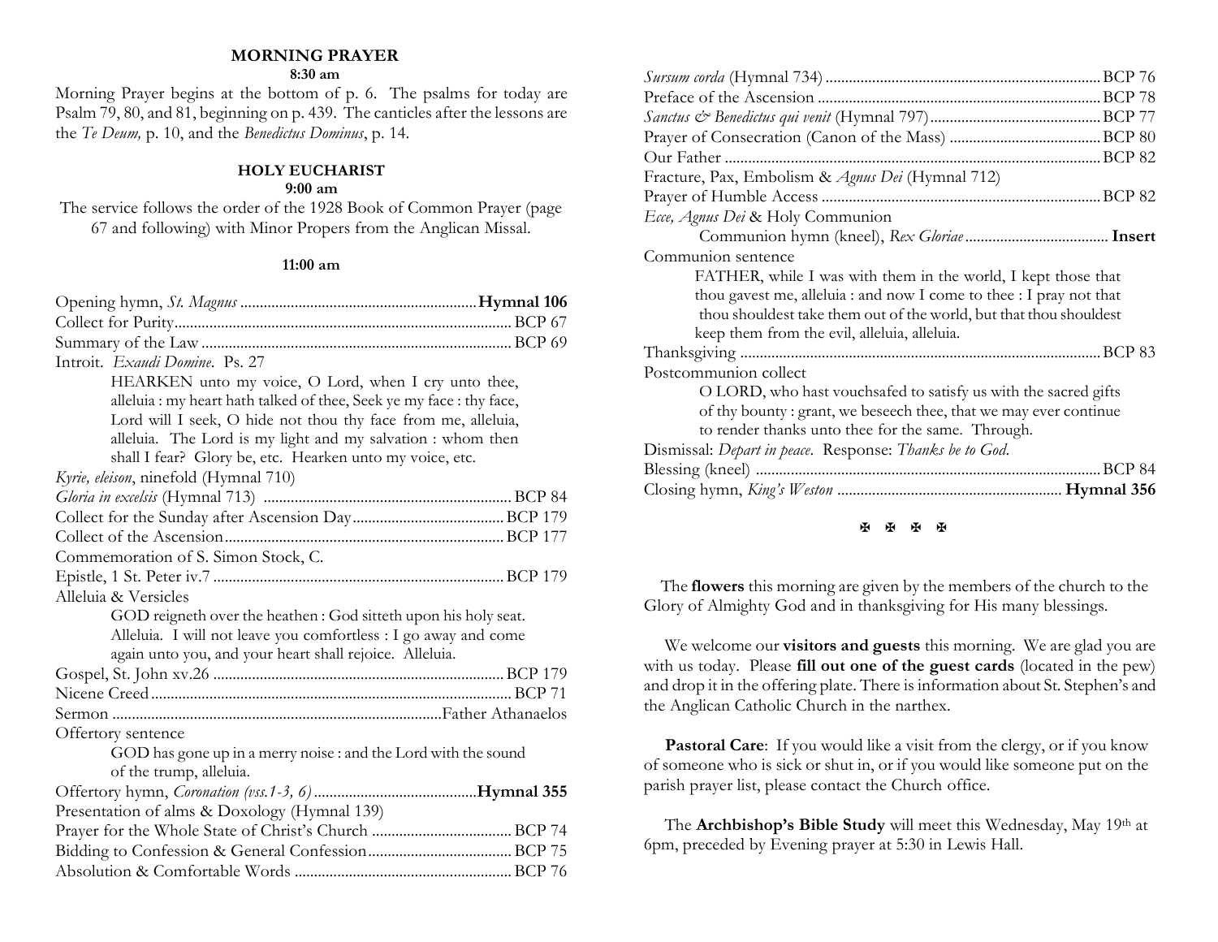## MORNING PRAYER

**8:30 am**

Morning Prayer begins at the bottom of p. 6. The psalms for today are Psalm 79, 80, and 81, beginning on p. 439. The canticles after the lessons are the *Te Deum,* p. 10, and the *Benedictus Dominus*, p. 14.

## HOLY EUCHARIST

**9:00 am**

The service follows the order of the 1928 Book of Common Prayer (page 67 and following) with Minor Propers from the Anglican Missal.

**11:00 am**

Opening hymn, *St. Magnus* .......... **Hymnal 106**
Collect for Purity .......... BCP 67
Summary of the Law .......... BCP 69
Introit. *Exaudi Domine*. Ps. 27

> HEARKEN unto my voice, O Lord, when I cry unto thee, alleluia : my heart hath talked of thee, Seek ye my face : thy face, Lord will I seek, O hide not thou thy face from me, alleluia, alleluia. The Lord is my light and my salvation : whom then shall I fear? Glory be, etc. Hearken unto my voice, etc.

*Kyrie, eleison*, ninefold (Hymnal 710)
*Gloria in excelsis* (Hymnal 713) .......... BCP 84
Collect for the Sunday after Ascension Day .......... BCP 179
Collect of the Ascension .......... BCP 177
Commemoration of S. Simon Stock, C.
Epistle, 1 St. Peter iv.7 .......... BCP 179
Alleluia & Versicles

> GOD reigneth over the heathen : God sitteth upon his holy seat. Alleluia. I will not leave you comfortless : I go away and come again unto you, and your heart shall rejoice. Alleluia.

Gospel, St. John xv.26 .......... BCP 179
Nicene Creed .......... BCP 71
Sermon .......... Father Athanaelos
Offertory sentence

> GOD has gone up in a merry noise : and the Lord with the sound of the trump, alleluia.

Offertory hymn, *Coronation (vss.1-3, 6)* .......... **Hymnal 355**
Presentation of alms & Doxology (Hymnal 139)
Prayer for the Whole State of Christ's Church .......... BCP 74
Bidding to Confession & General Confession .......... BCP 75
Absolution & Comfortable Words .......... BCP 76
*Sursum corda* (Hymnal 734) .......... BCP 76
Preface of the Ascension .......... BCP 78
*Sanctus & Benedictus qui venit* (Hymnal 797) .......... BCP 77
Prayer of Consecration (Canon of the Mass) .......... BCP 80
Our Father .......... BCP 82
Fracture, Pax, Embolism & *Agnus Dei* (Hymnal 712)
Prayer of Humble Access .......... BCP 82
*Ecce, Agnus Dei* & Holy Communion

> Communion hymn (kneel), *Rex Gloriae* .......... **Insert**

Communion sentence

> FATHER, while I was with them in the world, I kept those that thou gavest me, alleluia : and now I come to thee : I pray not that thou shouldest take them out of the world, but that thou shouldest keep them from the evil, alleluia, alleluia.

Thanksgiving .......... BCP 83
Postcommunion collect

> O LORD, who hast vouchsafed to satisfy us with the sacred gifts of thy bounty : grant, we beseech thee, that we may ever continue to render thanks unto thee for the same. Through.

Dismissal: *Depart in peace*. Response: *Thanks be to God*.
Blessing (kneel) .......... BCP 84
Closing hymn, *King's Weston* .......... **Hymnal 356**

✠ ✠ ✠ ✠

The **flowers** this morning are given by the members of the church to the Glory of Almighty God and in thanksgiving for His many blessings.

We welcome our **visitors and guests** this morning. We are glad you are with us today. Please **fill out one of the guest cards** (located in the pew) and drop it in the offering plate. There is information about St. Stephen's and the Anglican Catholic Church in the narthex.

**Pastoral Care**: If you would like a visit from the clergy, or if you know of someone who is sick or shut in, or if you would like someone put on the parish prayer list, please contact the Church office.

The **Archbishop's Bible Study** will meet this Wednesday, May 19th at 6pm, preceded by Evening prayer at 5:30 in Lewis Hall.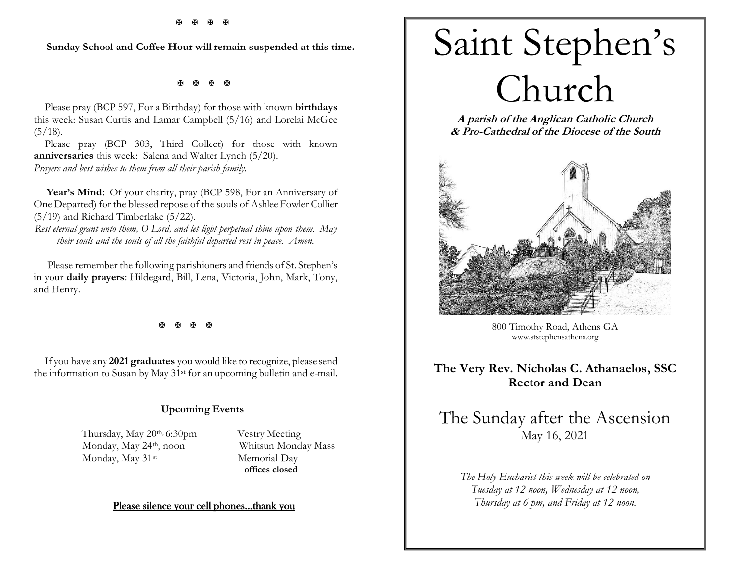✠ ✠ ✠ ✠

**Sunday School and Coffee Hour will remain suspended at this time.**

✠ ✠ ✠ ✠

Please pray (BCP 597, For a Birthday) for those with known **birthdays** this week: Susan Curtis and Lamar Campbell (5/16) and Lorelai McGee (5/18).

Please pray (BCP 303, Third Collect) for those with known **anniversaries** this week: Salena and Walter Lynch (5/20).

*Prayers and best wishes to them from all their parish family.*

**Year's Mind**: Of your charity, pray (BCP 598, For an Anniversary of One Departed) for the blessed repose of the souls of Ashlee Fowler Collier (5/19) and Richard Timberlake (5/22).

*Rest eternal grant unto them, O Lord, and let light perpetual shine upon them. May their souls and the souls of all the faithful departed rest in peace. Amen.*

Please remember the following parishioners and friends of St. Stephen's in your **daily prayers**: Hildegard, Bill, Lena, Victoria, John, Mark, Tony, and Henry.

✠ ✠ ✠ ✠

If you have any **2021 graduates** you would like to recognize, please send the information to Susan by May 31st for an upcoming bulletin and e-mail.

**Upcoming Events**

| | |
|---|---|
| Thursday, May 20th, 6:30pm | Vestry Meeting |
| Monday, May 24th, noon | Whitsun Monday Mass |
| Monday, May 31st | Memorial Day **offices closed** |

Please silence your cell phones...thank you

# Saint Stephen's Church

***A parish of the Anglican Catholic Church & Pro-Cathedral of the Diocese of the South***

800 Timothy Road, Athens GA
www.ststephensathens.org

**The Very Rev. Nicholas C. Athanaelos, SSC**
**Rector and Dean**

## The Sunday after the Ascension

May 16, 2021

*The Holy Eucharist this week will be celebrated on Tuesday at 12 noon, Wednesday at 12 noon, Thursday at 6 pm, and Friday at 12 noon.*